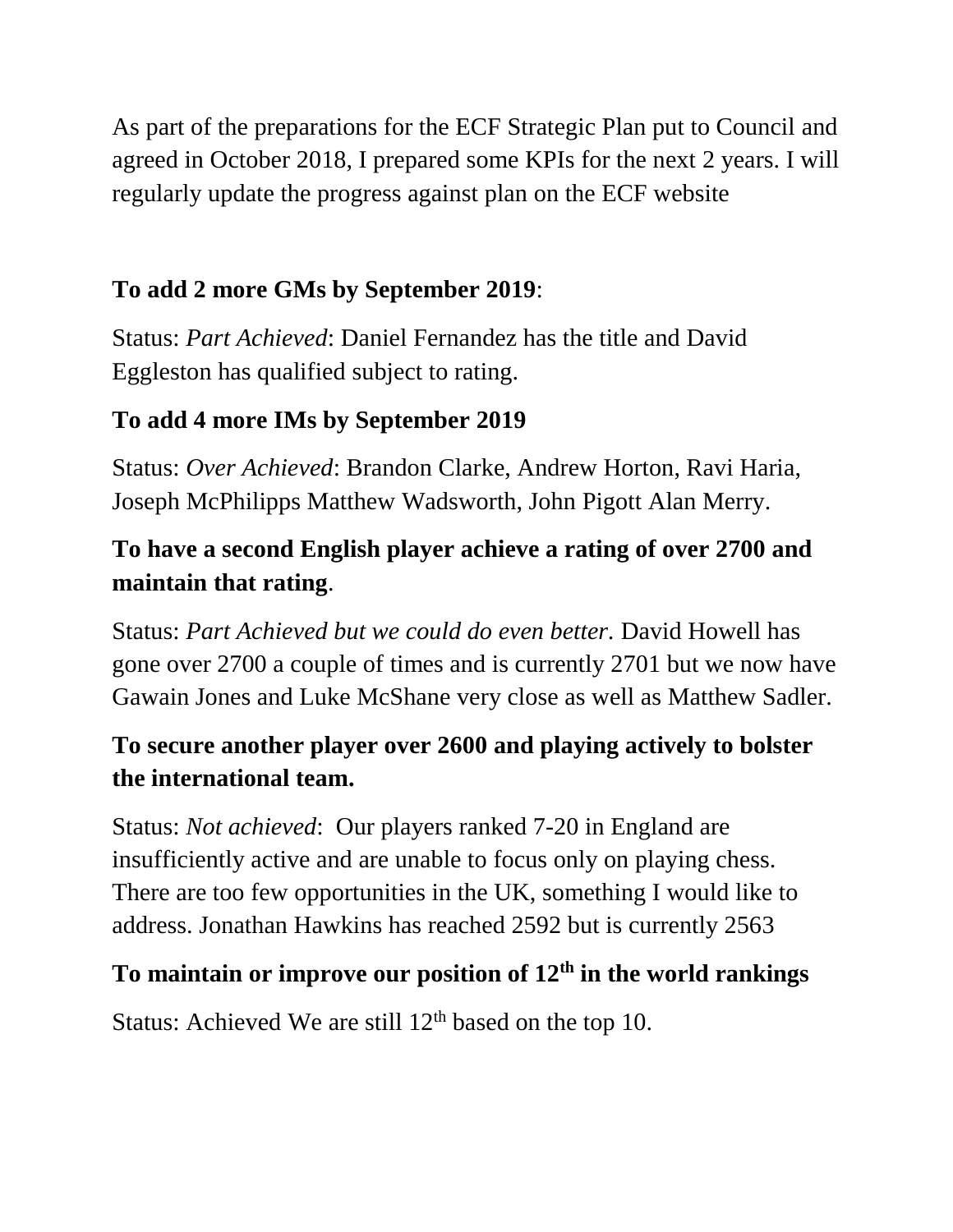As part of the preparations for the ECF Strategic Plan put to Council and agreed in October 2018, I prepared some KPIs for the next 2 years. I will regularly update the progress against plan on the ECF website

**To add 2 more GMs by September 2019**:

Status: *Part Achieved*: Daniel Fernandez has the title and David Eggleston has qualified subject to rating.

**To add 4 more IMs by September 2019**

Status: *Over Achieved*: Brandon Clarke, Andrew Horton, Ravi Haria, Joseph McPhilipps Matthew Wadsworth, John Pigott Alan Merry.

**To have a second English player achieve a rating of over 2700 and maintain that rating**.

Status: *Part Achieved but we could do even better*. David Howell has gone over 2700 a couple of times and is currently 2701 but we now have Gawain Jones and Luke McShane very close as well as Matthew Sadler.

**To secure another player over 2600 and playing actively to bolster the international team.**

Status: *Not achieved*: Our players ranked 7-20 in England are insufficiently active and are unable to focus only on playing chess. There are too few opportunities in the UK, something I would like to address. Jonathan Hawkins has reached 2592 but is currently 2563

**To maintain or improve our position of 12th in the world rankings**

Status: Achieved We are still 12th based on the top 10.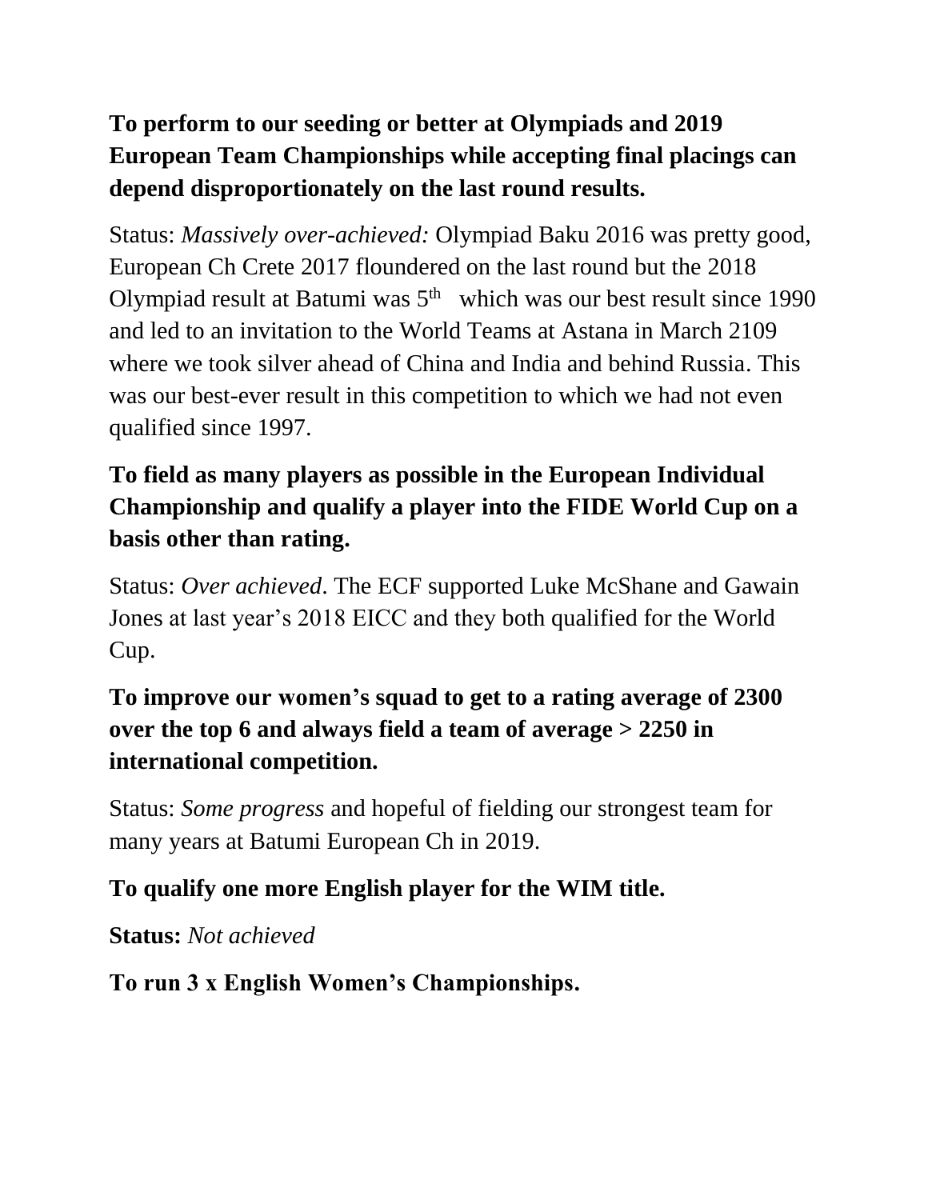**To perform to our seeding or better at Olympiads and 2019 European Team Championships while accepting final placings can depend disproportionately on the last round results.**

Status: *Massively over-achieved:* Olympiad Baku 2016 was pretty good, European Ch Crete 2017 floundered on the last round but the 2018 Olympiad result at Batumi was 5th which was our best result since 1990 and led to an invitation to the World Teams at Astana in March 2109 where we took silver ahead of China and India and behind Russia. This was our best-ever result in this competition to which we had not even qualified since 1997.

**To field as many players as possible in the European Individual Championship and qualify a player into the FIDE World Cup on a basis other than rating.**

Status: *Over achieved*. The ECF supported Luke McShane and Gawain Jones at last year's 2018 EICC and they both qualified for the World Cup.

**To improve our women's squad to get to a rating average of 2300 over the top 6 and always field a team of average > 2250 in international competition.**

Status: *Some progress* and hopeful of fielding our strongest team for many years at Batumi European Ch in 2019.

**To qualify one more English player for the WIM title.**

**Status:** *Not achieved*

**To run 3 x English Women's Championships.**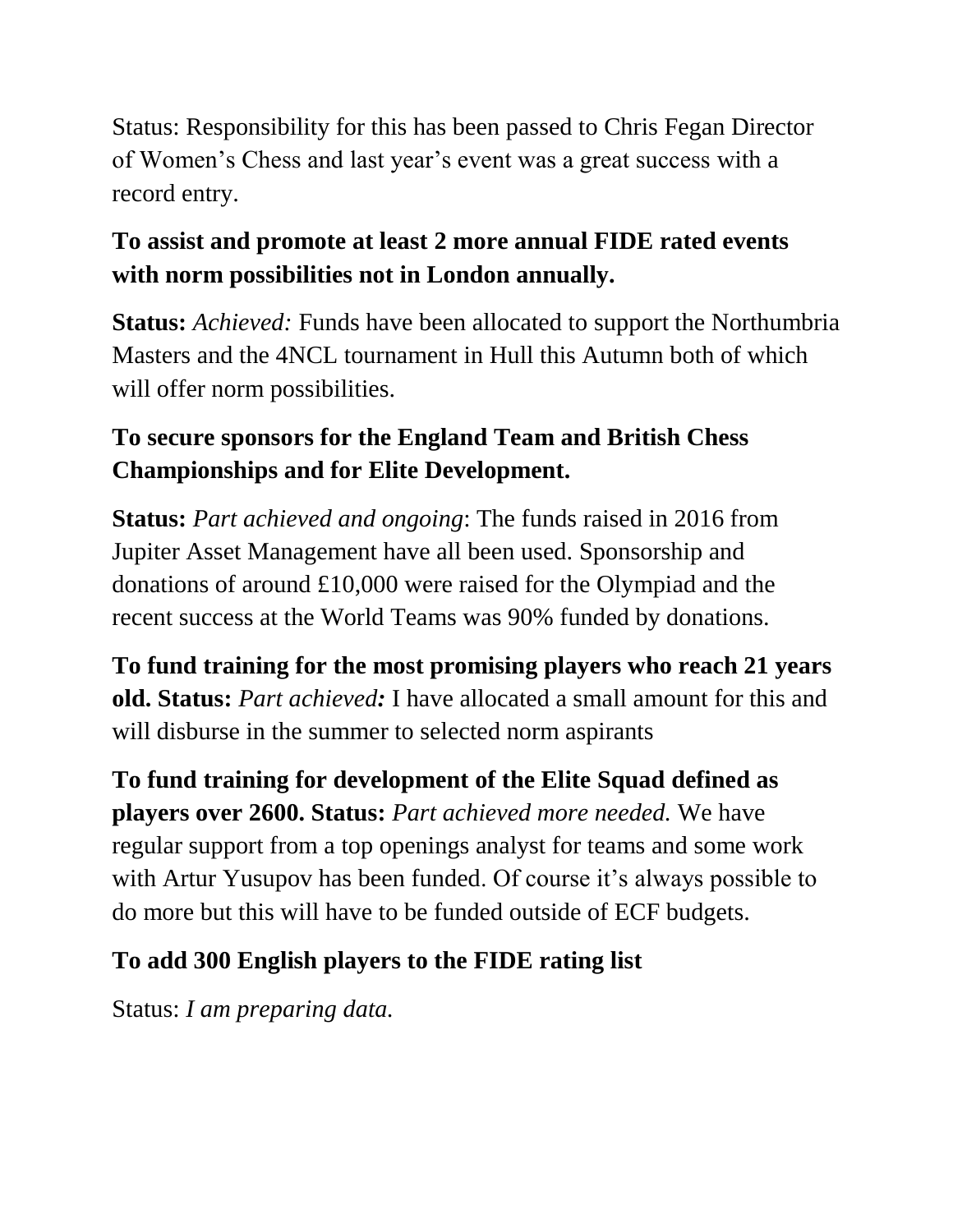Status: Responsibility for this has been passed to Chris Fegan Director of Women's Chess and last year's event was a great success with a record entry.

**To assist and promote at least 2 more annual FIDE rated events with norm possibilities not in London annually.**

**Status:** *Achieved:* Funds have been allocated to support the Northumbria Masters and the 4NCL tournament in Hull this Autumn both of which will offer norm possibilities.

**To secure sponsors for the England Team and British Chess Championships and for Elite Development.**

**Status:** *Part achieved and ongoing*: The funds raised in 2016 from Jupiter Asset Management have all been used. Sponsorship and donations of around £10,000 were raised for the Olympiad and the recent success at the World Teams was 90% funded by donations.

**To fund training for the most promising players who reach 21 years old. Status:** *Part achieved:* I have allocated a small amount for this and will disburse in the summer to selected norm aspirants

**To fund training for development of the Elite Squad defined as players over 2600. Status:** *Part achieved more needed.* We have regular support from a top openings analyst for teams and some work with Artur Yusupov has been funded. Of course it's always possible to do more but this will have to be funded outside of ECF budgets.

**To add 300 English players to the FIDE rating list**

Status: *I am preparing data.*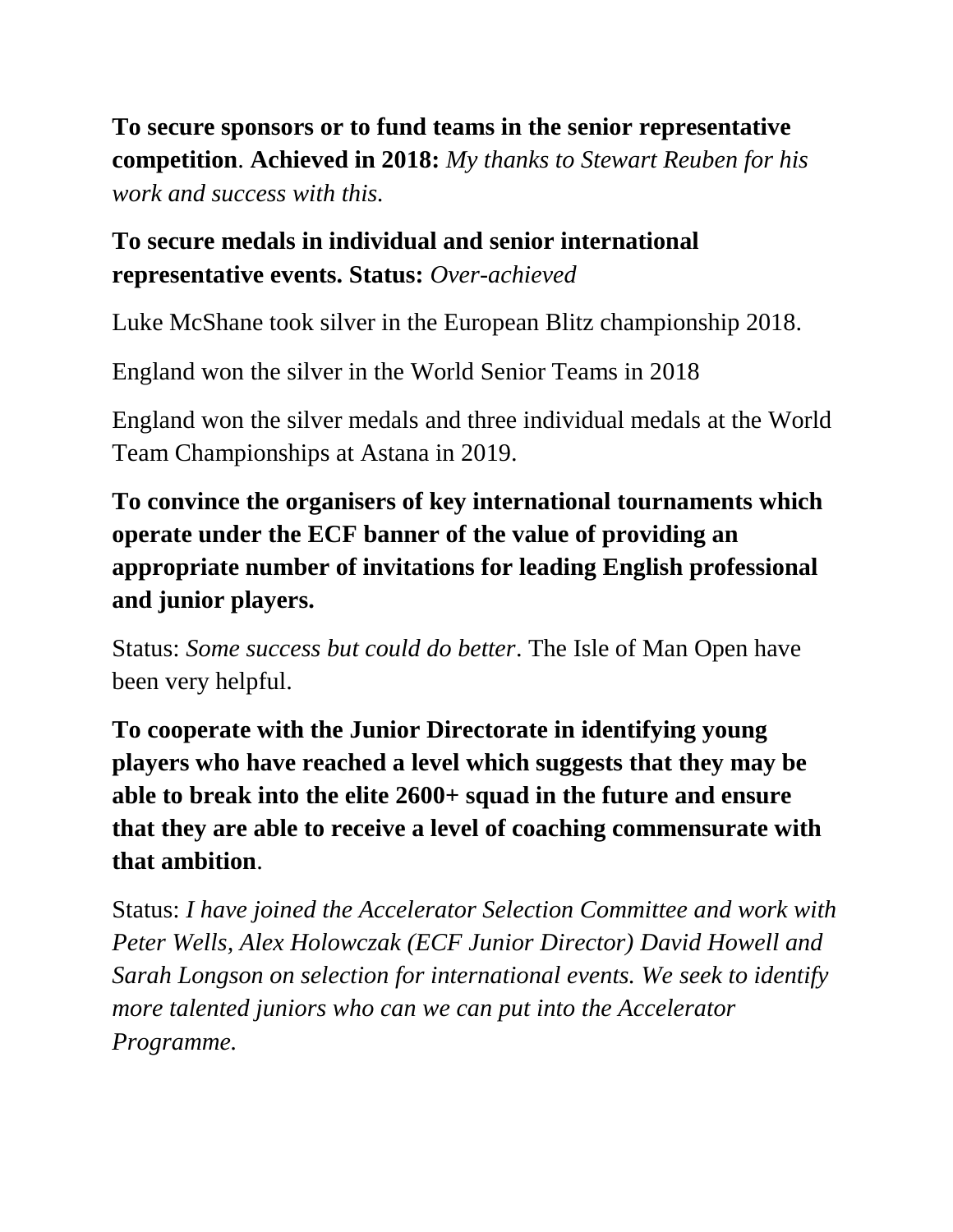**To secure sponsors or to fund teams in the senior representative competition**. **Achieved in 2018:** *My thanks to Stewart Reuben for his work and success with this.*

**To secure medals in individual and senior international representative events. Status:** *Over-achieved*

Luke McShane took silver in the European Blitz championship 2018.

England won the silver in the World Senior Teams in 2018

England won the silver medals and three individual medals at the World Team Championships at Astana in 2019.

**To convince the organisers of key international tournaments which operate under the ECF banner of the value of providing an appropriate number of invitations for leading English professional and junior players.**

Status: *Some success but could do better*. The Isle of Man Open have been very helpful.

**To cooperate with the Junior Directorate in identifying young players who have reached a level which suggests that they may be able to break into the elite 2600+ squad in the future and ensure that they are able to receive a level of coaching commensurate with that ambition**.

Status: *I have joined the Accelerator Selection Committee and work with Peter Wells, Alex Holowczak (ECF Junior Director) David Howell and Sarah Longson on selection for international events. We seek to identify more talented juniors who can we can put into the Accelerator Programme.*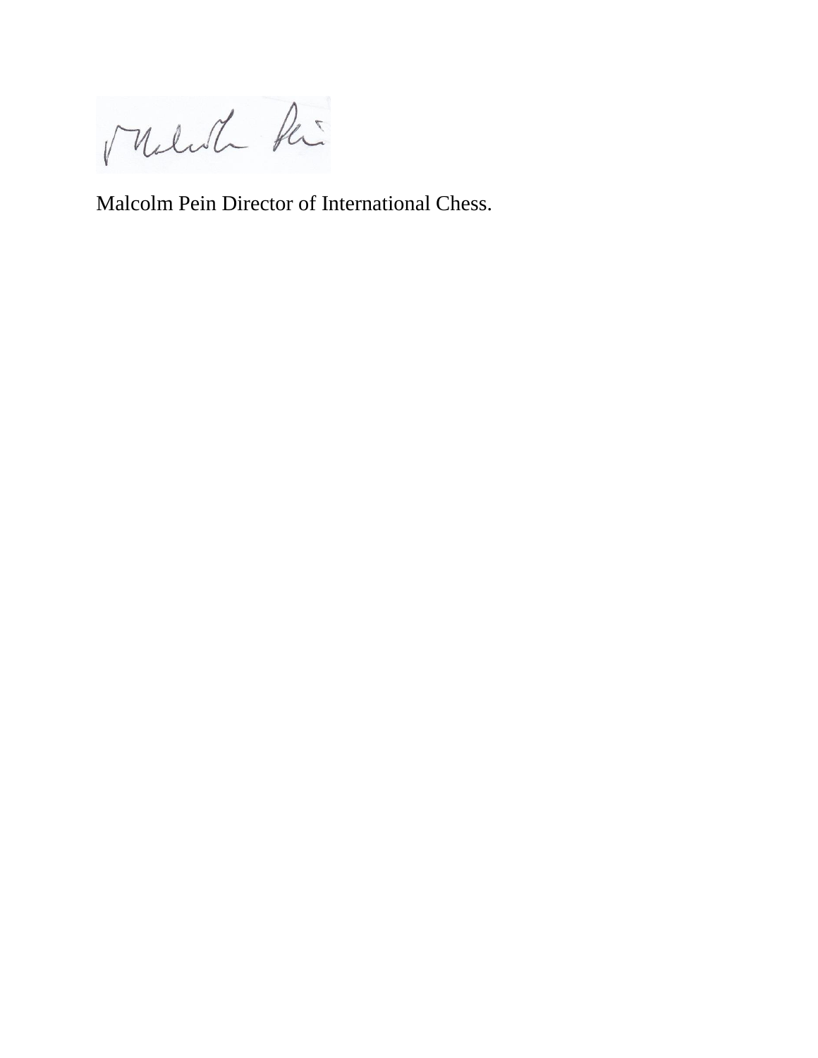Malcolm Pein Director of International Chess.